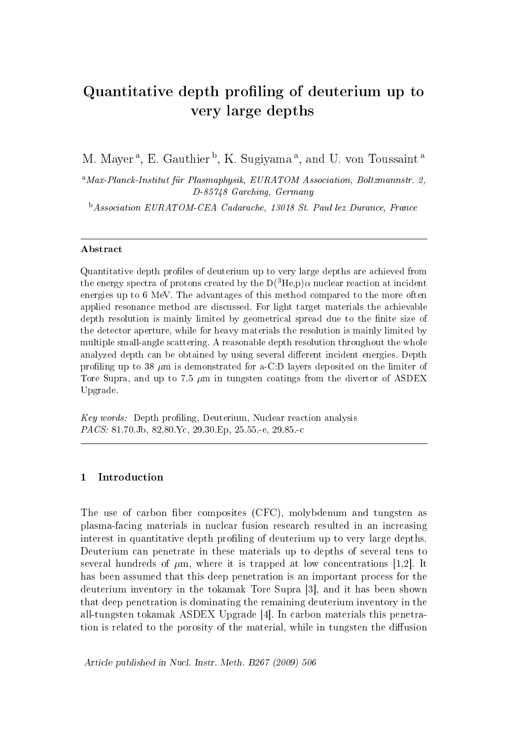# Quantitative depth profiling of deuterium up to very large depths

M. Mayer [a], E. Gauthier [b], K. Sugiyama [a], and U. von Toussaint [a]

[a] *Max-Planck-Institut für Plasmaphysik, EURATOM Association, Boltzmannstr. 2, D-85748 Garching, Germany*

[b] *Association EURATOM-CEA Cadarache, 13018 St. Paul lez Durance, France*

---

**Abstract**

Quantitative depth profiles of deuterium up to very large depths are achieved from the energy spectra of protons created by the D($^3$He,p)$\alpha$ nuclear reaction at incident energies up to 6 MeV. The advantages of this method compared to the more often applied resonance method are discussed. For light target materials the achievable depth resolution is mainly limited by geometrical spread due to the finite size of the detector aperture, while for heavy materials the resolution is mainly limited by multiple small-angle scattering. A reasonable depth resolution throughout the whole analyzed depth can be obtained by using several different incident energies. Depth profiling up to 38 $\mu$m is demonstrated for a-C:D layers deposited on the limiter of Tore Supra, and up to 7.5 $\mu$m in tungsten coatings from the divertor of ASDEX Upgrade.

*Key words:* Depth profiling, Deuterium, Nuclear reaction analysis
*PACS:* 81.70.Jb, 82.80.Yc, 29.30.Ep, 25.55.-e, 29.85.-c

---

## 1 Introduction

The use of carbon fiber composites (CFC), molybdenum and tungsten as plasma-facing materials in nuclear fusion research resulted in an increasing interest in quantitative depth profiling of deuterium up to very large depths. Deuterium can penetrate in these materials up to depths of several tens to several hundreds of $\mu$m, where it is trapped at low concentrations [1,2]. It has been assumed that this deep penetration is an important process for the deuterium inventory in the tokamak Tore Supra [3], and it has been shown that deep penetration is dominating the remaining deuterium inventory in the all-tungsten tokamak ASDEX Upgrade [4]. In carbon materials this penetration is related to the porosity of the material, while in tungsten the diffusion

*Article published in Nucl. Instr. Meth. B267 (2009) 506*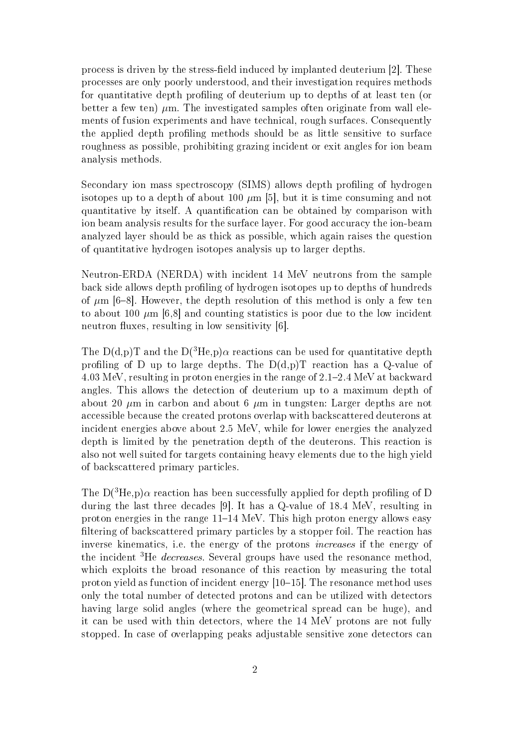process is driven by the stress-field induced by implanted deuterium [2]. These processes are only poorly understood, and their investigation requires methods for quantitative depth profiling of deuterium up to depths of at least ten (or better a few ten) $\mu$m. The investigated samples often originate from wall elements of fusion experiments and have technical, rough surfaces. Consequently the applied depth profiling methods should be as little sensitive to surface roughness as possible, prohibiting grazing incident or exit angles for ion beam analysis methods.

Secondary ion mass spectroscopy (SIMS) allows depth profiling of hydrogen isotopes up to a depth of about 100 $\mu$m [5], but it is time consuming and not quantitative by itself. A quantification can be obtained by comparison with ion beam analysis results for the surface layer. For good accuracy the ion-beam analyzed layer should be as thick as possible, which again raises the question of quantitative hydrogen isotopes analysis up to larger depths.

Neutron-ERDA (NERDA) with incident 14 MeV neutrons from the sample back side allows depth profiling of hydrogen isotopes up to depths of hundreds of $\mu$m [6–8]. However, the depth resolution of this method is only a few ten to about 100 $\mu$m [6,8] and counting statistics is poor due to the low incident neutron fluxes, resulting in low sensitivity [6].

The D(d,p)T and the D($^3$He,p)$\alpha$ reactions can be used for quantitative depth profiling of D up to large depths. The D(d,p)T reaction has a Q-value of 4.03 MeV, resulting in proton energies in the range of 2.1–2.4 MeV at backward angles. This allows the detection of deuterium up to a maximum depth of about 20 $\mu$m in carbon and about 6 $\mu$m in tungsten: Larger depths are not accessible because the created protons overlap with backscattered deuterons at incident energies above about 2.5 MeV, while for lower energies the analyzed depth is limited by the penetration depth of the deuterons. This reaction is also not well suited for targets containing heavy elements due to the high yield of backscattered primary particles.

The D($^3$He,p)$\alpha$ reaction has been successfully applied for depth profiling of D during the last three decades [9]. It has a Q-value of 18.4 MeV, resulting in proton energies in the range 11–14 MeV. This high proton energy allows easy filtering of backscattered primary particles by a stopper foil. The reaction has inverse kinematics, i.e. the energy of the protons *increases* if the energy of the incident $^3$He *decreases*. Several groups have used the resonance method, which exploits the broad resonance of this reaction by measuring the total proton yield as function of incident energy [10–15]. The resonance method uses only the total number of detected protons and can be utilized with detectors having large solid angles (where the geometrical spread can be huge), and it can be used with thin detectors, where the 14 MeV protons are not fully stopped. In case of overlapping peaks adjustable sensitive zone detectors can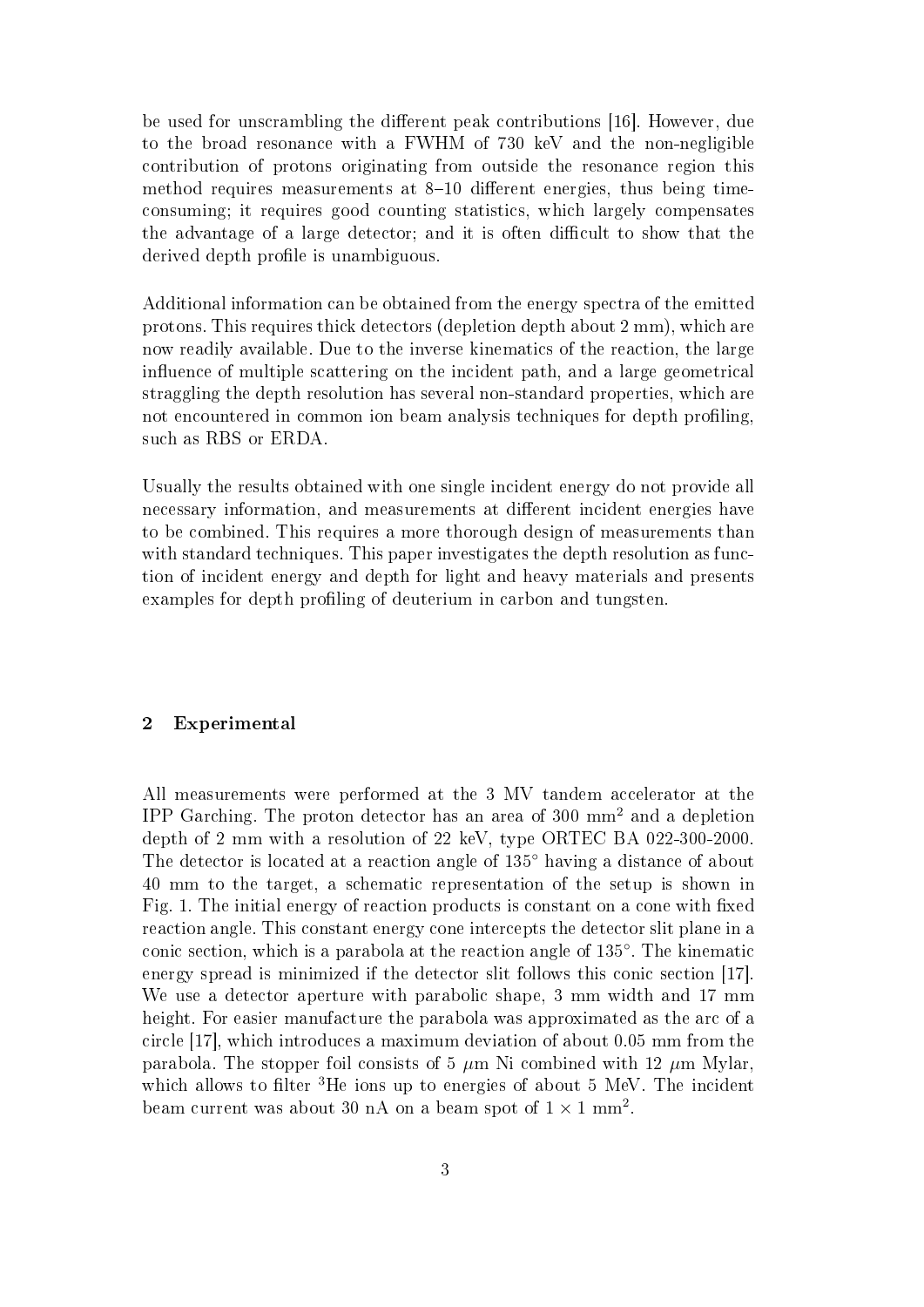be used for unscrambling the different peak contributions [16]. However, due to the broad resonance with a FWHM of 730 keV and the non-negligible contribution of protons originating from outside the resonance region this method requires measurements at 8–10 different energies, thus being time-consuming; it requires good counting statistics, which largely compensates the advantage of a large detector; and it is often difficult to show that the derived depth profile is unambiguous.

Additional information can be obtained from the energy spectra of the emitted protons. This requires thick detectors (depletion depth about 2 mm), which are now readily available. Due to the inverse kinematics of the reaction, the large influence of multiple scattering on the incident path, and a large geometrical straggling the depth resolution has several non-standard properties, which are not encountered in common ion beam analysis techniques for depth profiling, such as RBS or ERDA.

Usually the results obtained with one single incident energy do not provide all necessary information, and measurements at different incident energies have to be combined. This requires a more thorough design of measurements than with standard techniques. This paper investigates the depth resolution as function of incident energy and depth for light and heavy materials and presents examples for depth profiling of deuterium in carbon and tungsten.

## 2 Experimental

All measurements were performed at the 3 MV tandem accelerator at the IPP Garching. The proton detector has an area of 300 mm$^2$ and a depletion depth of 2 mm with a resolution of 22 keV, type ORTEC BA 022-300-2000. The detector is located at a reaction angle of 135° having a distance of about 40 mm to the target, a schematic representation of the setup is shown in Fig. 1. The initial energy of reaction products is constant on a cone with fixed reaction angle. This constant energy cone intercepts the detector slit plane in a conic section, which is a parabola at the reaction angle of 135°. The kinematic energy spread is minimized if the detector slit follows this conic section [17]. We use a detector aperture with parabolic shape, 3 mm width and 17 mm height. For easier manufacture the parabola was approximated as the arc of a circle [17], which introduces a maximum deviation of about 0.05 mm from the parabola. The stopper foil consists of 5 $\mu$m Ni combined with 12 $\mu$m Mylar, which allows to filter $^3$He ions up to energies of about 5 MeV. The incident beam current was about 30 nA on a beam spot of $1 \times 1$ mm$^2$.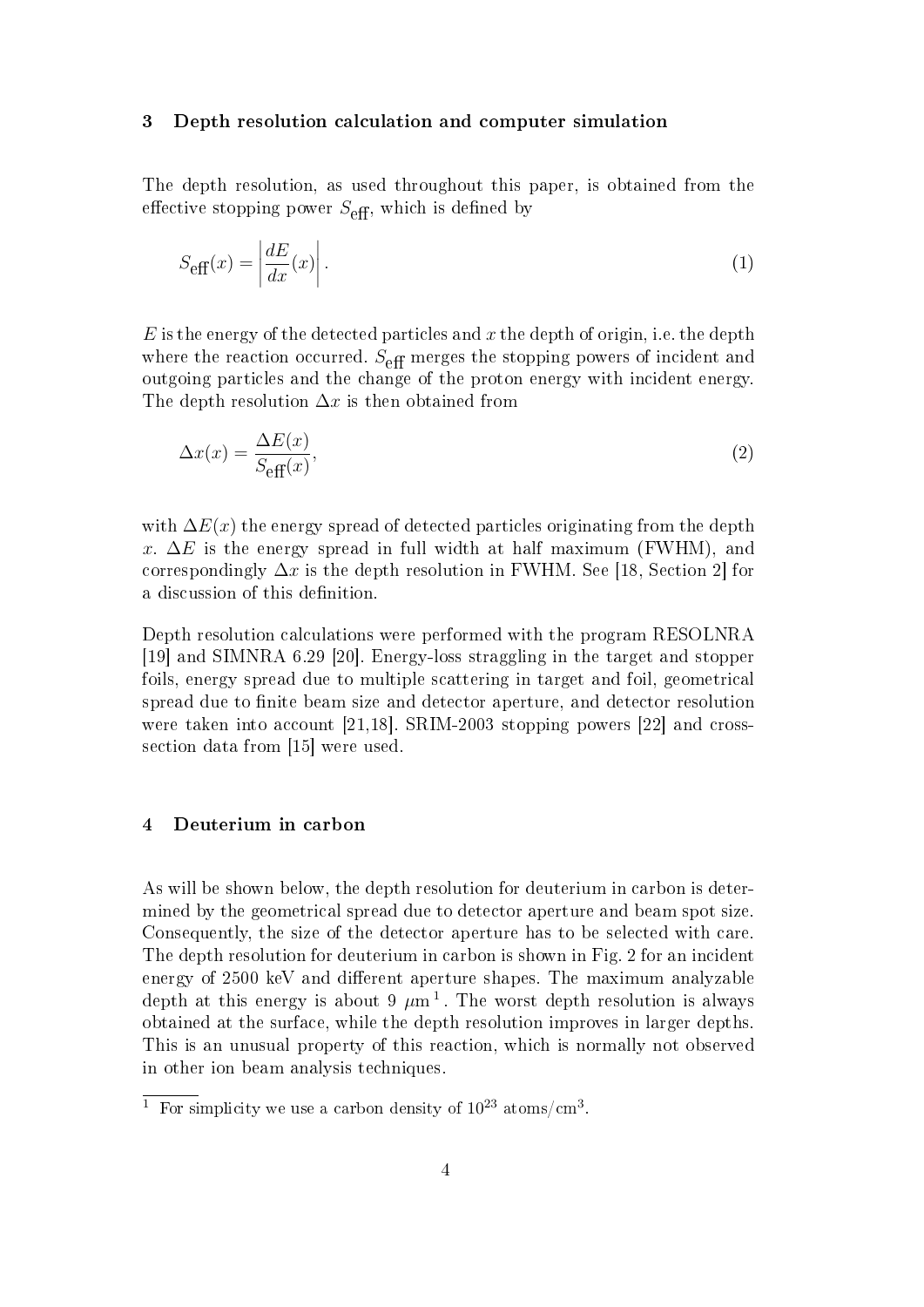## 3 Depth resolution calculation and computer simulation

The depth resolution, as used throughout this paper, is obtained from the effective stopping power $S_{\text{eff}}$, which is defined by

$$S_{\text{eff}}(x) = \left| \frac{dE}{dx}(x) \right|. \tag{1}$$

$E$ is the energy of the detected particles and $x$ the depth of origin, i.e. the depth where the reaction occurred. $S_{\text{eff}}$ merges the stopping powers of incident and outgoing particles and the change of the proton energy with incident energy. The depth resolution $\Delta x$ is then obtained from

$$\Delta x(x) = \frac{\Delta E(x)}{S_{\text{eff}}(x)}, \tag{2}$$

with $\Delta E(x)$ the energy spread of detected particles originating from the depth $x$. $\Delta E$ is the energy spread in full width at half maximum (FWHM), and correspondingly $\Delta x$ is the depth resolution in FWHM. See [18, Section 2] for a discussion of this definition.

Depth resolution calculations were performed with the program RESOLNRA [19] and SIMNRA 6.29 [20]. Energy-loss straggling in the target and stopper foils, energy spread due to multiple scattering in target and foil, geometrical spread due to finite beam size and detector aperture, and detector resolution were taken into account [21,18]. SRIM-2003 stopping powers [22] and cross-section data from [15] were used.

## 4 Deuterium in carbon

As will be shown below, the depth resolution for deuterium in carbon is determined by the geometrical spread due to detector aperture and beam spot size. Consequently, the size of the detector aperture has to be selected with care. The depth resolution for deuterium in carbon is shown in Fig. 2 for an incident energy of 2500 keV and different aperture shapes. The maximum analyzable depth at this energy is about 9 $\mu$m [1]. The worst depth resolution is always obtained at the surface, while the depth resolution improves in larger depths. This is an unusual property of this reaction, which is normally not observed in other ion beam analysis techniques.

[1] For simplicity we use a carbon density of $10^{23}$ atoms/cm$^3$.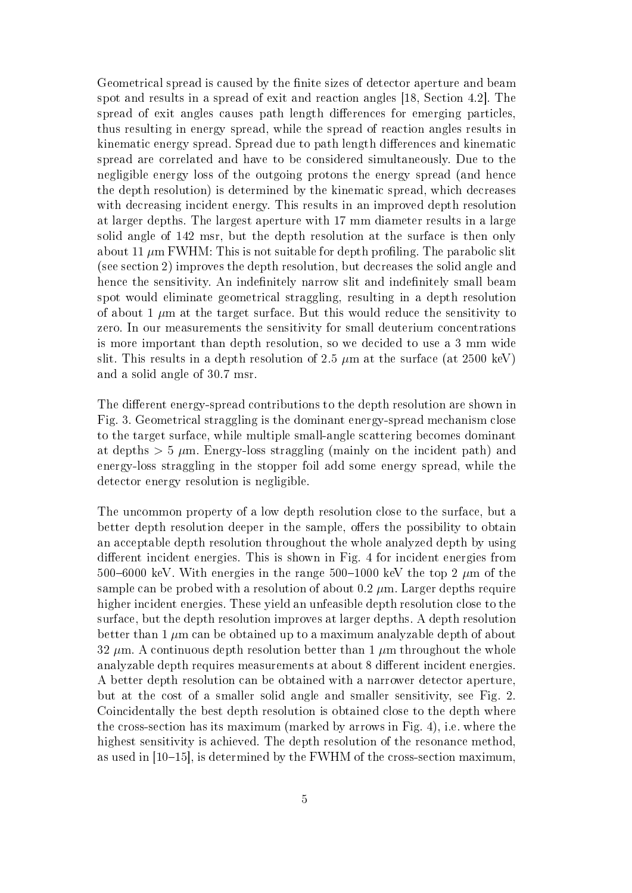Geometrical spread is caused by the finite sizes of detector aperture and beam spot and results in a spread of exit and reaction angles [18, Section 4.2]. The spread of exit angles causes path length differences for emerging particles, thus resulting in energy spread, while the spread of reaction angles results in kinematic energy spread. Spread due to path length differences and kinematic spread are correlated and have to be considered simultaneously. Due to the negligible energy loss of the outgoing protons the energy spread (and hence the depth resolution) is determined by the kinematic spread, which decreases with decreasing incident energy. This results in an improved depth resolution at larger depths. The largest aperture with 17 mm diameter results in a large solid angle of 142 msr, but the depth resolution at the surface is then only about 11 $\mu$m FWHM: This is not suitable for depth profiling. The parabolic slit (see section 2) improves the depth resolution, but decreases the solid angle and hence the sensitivity. An indefinitely narrow slit and indefinitely small beam spot would eliminate geometrical straggling, resulting in a depth resolution of about 1 $\mu$m at the target surface. But this would reduce the sensitivity to zero. In our measurements the sensitivity for small deuterium concentrations is more important than depth resolution, so we decided to use a 3 mm wide slit. This results in a depth resolution of 2.5 $\mu$m at the surface (at 2500 keV) and a solid angle of 30.7 msr.

The different energy-spread contributions to the depth resolution are shown in Fig. 3. Geometrical straggling is the dominant energy-spread mechanism close to the target surface, while multiple small-angle scattering becomes dominant at depths $> 5$ $\mu$m. Energy-loss straggling (mainly on the incident path) and energy-loss straggling in the stopper foil add some energy spread, while the detector energy resolution is negligible.

The uncommon property of a low depth resolution close to the surface, but a better depth resolution deeper in the sample, offers the possibility to obtain an acceptable depth resolution throughout the whole analyzed depth by using different incident energies. This is shown in Fig. 4 for incident energies from 500–6000 keV. With energies in the range 500–1000 keV the top 2 $\mu$m of the sample can be probed with a resolution of about 0.2 $\mu$m. Larger depths require higher incident energies. These yield an unfeasible depth resolution close to the surface, but the depth resolution improves at larger depths. A depth resolution better than 1 $\mu$m can be obtained up to a maximum analyzable depth of about 32 $\mu$m. A continuous depth resolution better than 1 $\mu$m throughout the whole analyzable depth requires measurements at about 8 different incident energies. A better depth resolution can be obtained with a narrower detector aperture, but at the cost of a smaller solid angle and smaller sensitivity, see Fig. 2. Coincidentally the best depth resolution is obtained close to the depth where the cross-section has its maximum (marked by arrows in Fig. 4), i.e. where the highest sensitivity is achieved. The depth resolution of the resonance method, as used in [10–15], is determined by the FWHM of the cross-section maximum,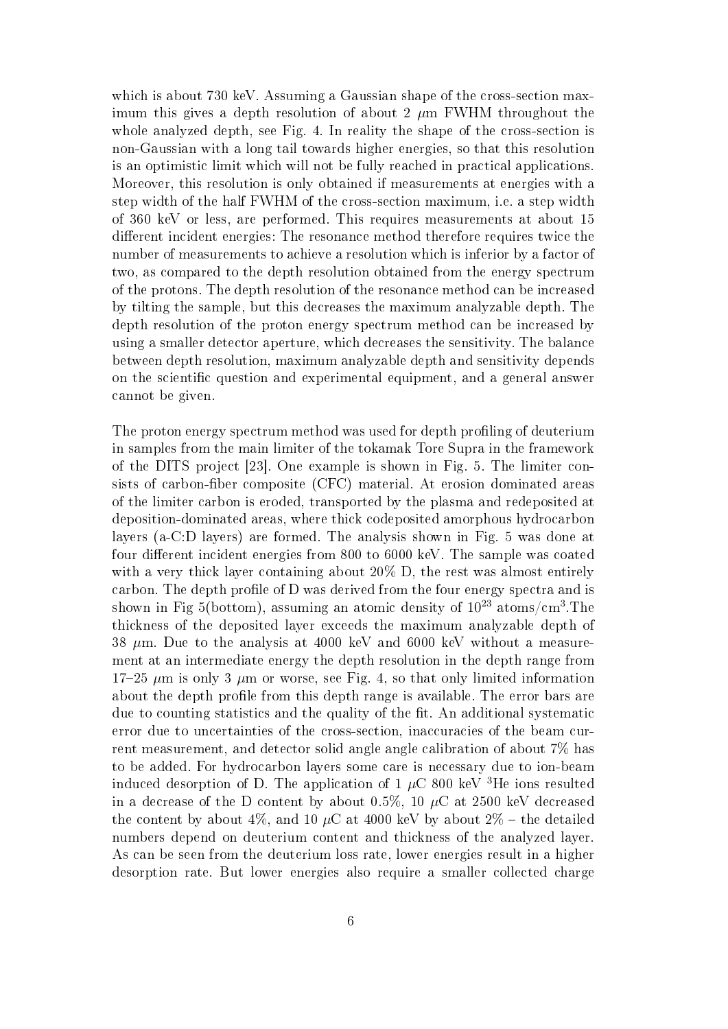which is about 730 keV. Assuming a Gaussian shape of the cross-section maximum this gives a depth resolution of about 2 $\mu$m FWHM throughout the whole analyzed depth, see Fig. 4. In reality the shape of the cross-section is non-Gaussian with a long tail towards higher energies, so that this resolution is an optimistic limit which will not be fully reached in practical applications. Moreover, this resolution is only obtained if measurements at energies with a step width of the half FWHM of the cross-section maximum, i.e. a step width of 360 keV or less, are performed. This requires measurements at about 15 different incident energies: The resonance method therefore requires twice the number of measurements to achieve a resolution which is inferior by a factor of two, as compared to the depth resolution obtained from the energy spectrum of the protons. The depth resolution of the resonance method can be increased by tilting the sample, but this decreases the maximum analyzable depth. The depth resolution of the proton energy spectrum method can be increased by using a smaller detector aperture, which decreases the sensitivity. The balance between depth resolution, maximum analyzable depth and sensitivity depends on the scientific question and experimental equipment, and a general answer cannot be given.

The proton energy spectrum method was used for depth profiling of deuterium in samples from the main limiter of the tokamak Tore Supra in the framework of the DITS project [23]. One example is shown in Fig. 5. The limiter consists of carbon-fiber composite (CFC) material. At erosion dominated areas of the limiter carbon is eroded, transported by the plasma and redeposited at deposition-dominated areas, where thick codeposited amorphous hydrocarbon layers (a-C:D layers) are formed. The analysis shown in Fig. 5 was done at four different incident energies from 800 to 6000 keV. The sample was coated with a very thick layer containing about 20% D, the rest was almost entirely carbon. The depth profile of D was derived from the four energy spectra and is shown in Fig 5(bottom), assuming an atomic density of $10^{23}$ atoms/cm$^3$.The thickness of the deposited layer exceeds the maximum analyzable depth of 38 $\mu$m. Due to the analysis at 4000 keV and 6000 keV without a measurement at an intermediate energy the depth resolution in the depth range from 17–25 $\mu$m is only 3 $\mu$m or worse, see Fig. 4, so that only limited information about the depth profile from this depth range is available. The error bars are due to counting statistics and the quality of the fit. An additional systematic error due to uncertainties of the cross-section, inaccuracies of the beam current measurement, and detector solid angle angle calibration of about 7% has to be added. For hydrocarbon layers some care is necessary due to ion-beam induced desorption of D. The application of 1 $\mu$C 800 keV $^3$He ions resulted in a decrease of the D content by about 0.5%, 10 $\mu$C at 2500 keV decreased the content by about 4%, and 10 $\mu$C at 4000 keV by about 2% – the detailed numbers depend on deuterium content and thickness of the analyzed layer. As can be seen from the deuterium loss rate, lower energies result in a higher desorption rate. But lower energies also require a smaller collected charge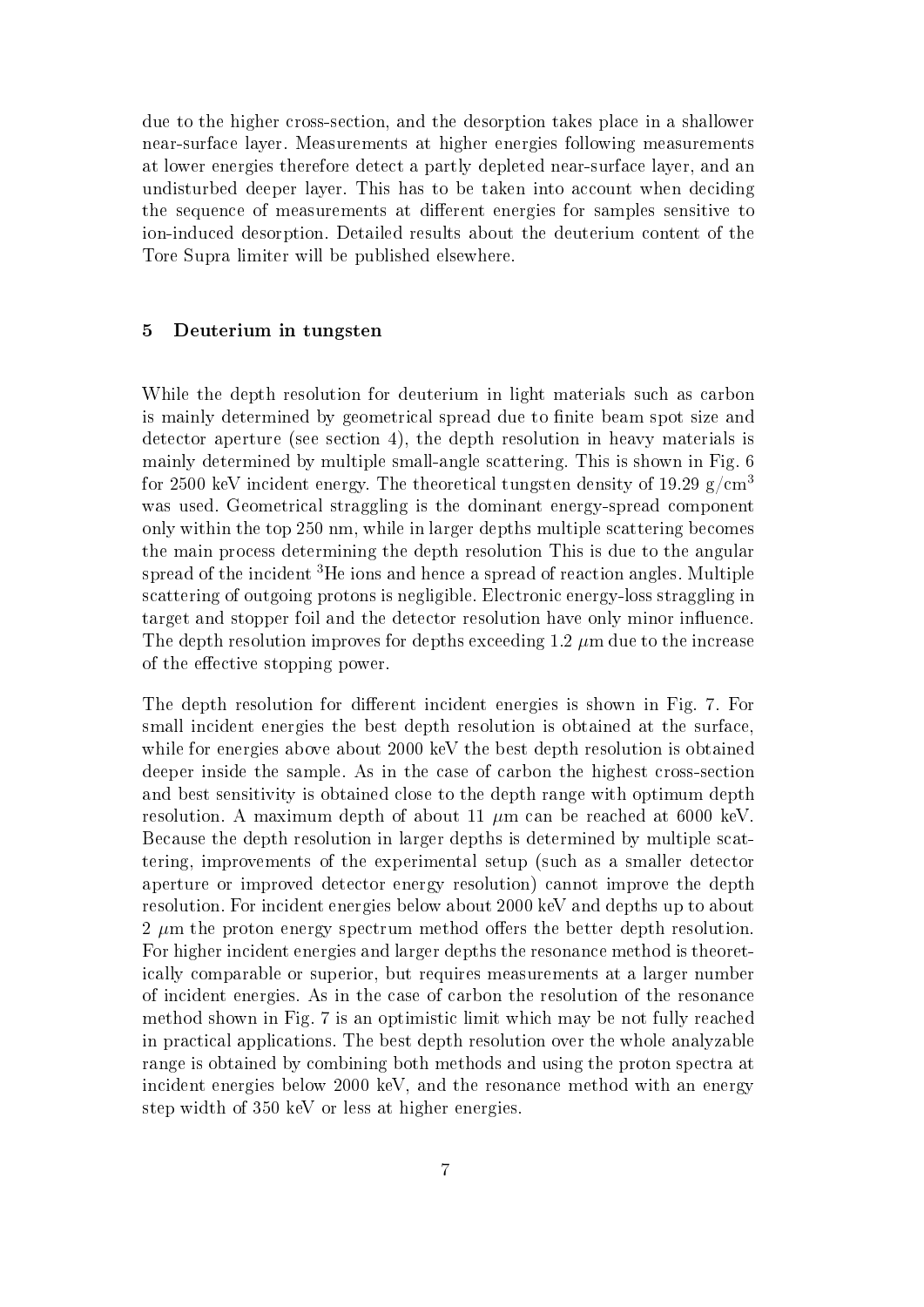due to the higher cross-section, and the desorption takes place in a shallower near-surface layer. Measurements at higher energies following measurements at lower energies therefore detect a partly depleted near-surface layer, and an undisturbed deeper layer. This has to be taken into account when deciding the sequence of measurements at different energies for samples sensitive to ion-induced desorption. Detailed results about the deuterium content of the Tore Supra limiter will be published elsewhere.

## 5 Deuterium in tungsten

While the depth resolution for deuterium in light materials such as carbon is mainly determined by geometrical spread due to finite beam spot size and detector aperture (see section 4), the depth resolution in heavy materials is mainly determined by multiple small-angle scattering. This is shown in Fig. 6 for 2500 keV incident energy. The theoretical tungsten density of 19.29 g/cm$^3$ was used. Geometrical straggling is the dominant energy-spread component only within the top 250 nm, while in larger depths multiple scattering becomes the main process determining the depth resolution This is due to the angular spread of the incident $^3$He ions and hence a spread of reaction angles. Multiple scattering of outgoing protons is negligible. Electronic energy-loss straggling in target and stopper foil and the detector resolution have only minor influence. The depth resolution improves for depths exceeding 1.2 $\mu$m due to the increase of the effective stopping power.

The depth resolution for different incident energies is shown in Fig. 7. For small incident energies the best depth resolution is obtained at the surface, while for energies above about 2000 keV the best depth resolution is obtained deeper inside the sample. As in the case of carbon the highest cross-section and best sensitivity is obtained close to the depth range with optimum depth resolution. A maximum depth of about 11 $\mu$m can be reached at 6000 keV. Because the depth resolution in larger depths is determined by multiple scattering, improvements of the experimental setup (such as a smaller detector aperture or improved detector energy resolution) cannot improve the depth resolution. For incident energies below about 2000 keV and depths up to about 2 $\mu$m the proton energy spectrum method offers the better depth resolution. For higher incident energies and larger depths the resonance method is theoretically comparable or superior, but requires measurements at a larger number of incident energies. As in the case of carbon the resolution of the resonance method shown in Fig. 7 is an optimistic limit which may be not fully reached in practical applications. The best depth resolution over the whole analyzable range is obtained by combining both methods and using the proton spectra at incident energies below 2000 keV, and the resonance method with an energy step width of 350 keV or less at higher energies.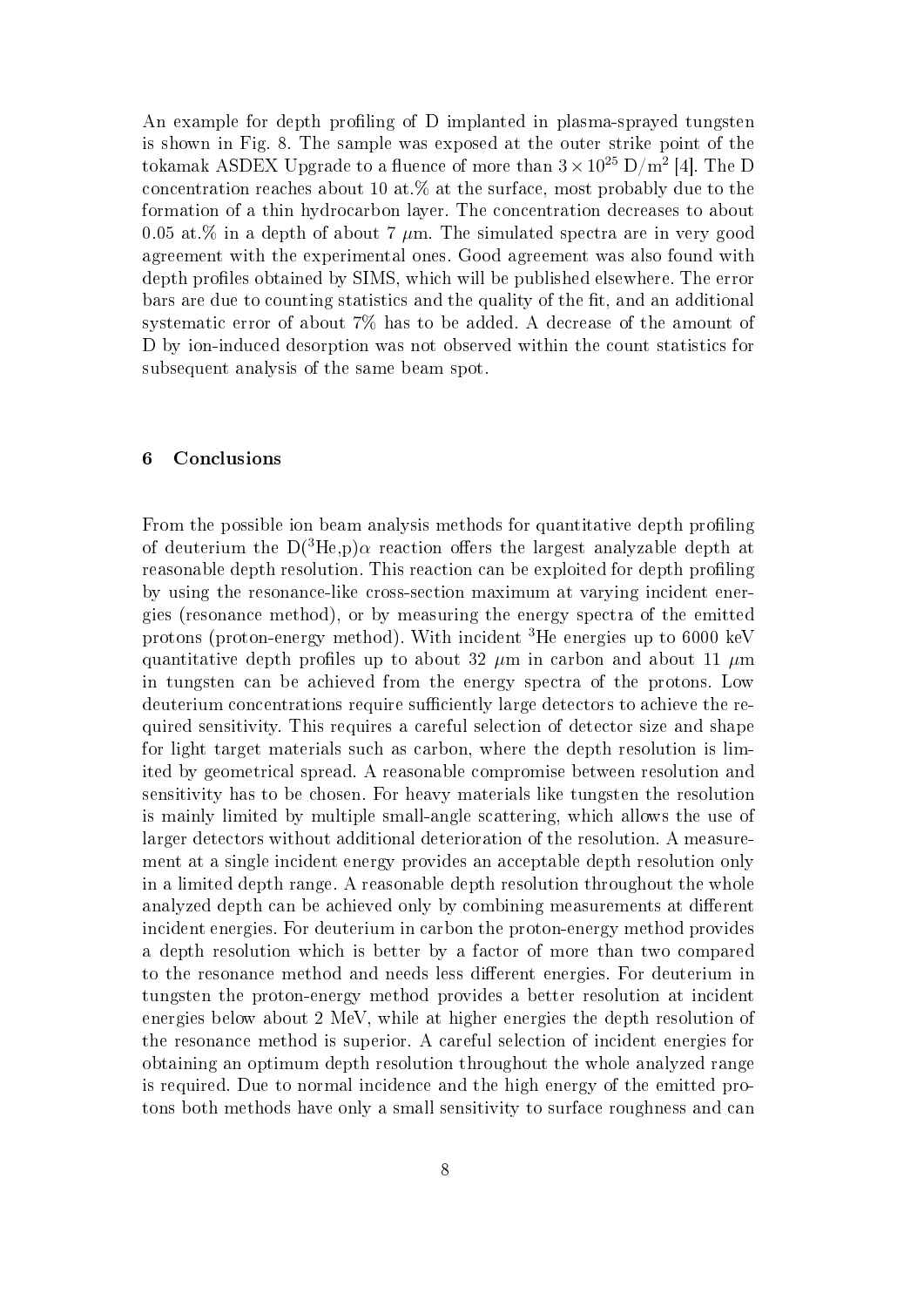An example for depth profiling of D implanted in plasma-sprayed tungsten is shown in Fig. 8. The sample was exposed at the outer strike point of the tokamak ASDEX Upgrade to a fluence of more than $3 \times 10^{25}$ D/m$^2$ [4]. The D concentration reaches about 10 at.% at the surface, most probably due to the formation of a thin hydrocarbon layer. The concentration decreases to about 0.05 at.% in a depth of about 7 $\mu$m. The simulated spectra are in very good agreement with the experimental ones. Good agreement was also found with depth profiles obtained by SIMS, which will be published elsewhere. The error bars are due to counting statistics and the quality of the fit, and an additional systematic error of about 7% has to be added. A decrease of the amount of D by ion-induced desorption was not observed within the count statistics for subsequent analysis of the same beam spot.

## 6 Conclusions

From the possible ion beam analysis methods for quantitative depth profiling of deuterium the D($^3$He,p)$\alpha$ reaction offers the largest analyzable depth at reasonable depth resolution. This reaction can be exploited for depth profiling by using the resonance-like cross-section maximum at varying incident energies (resonance method), or by measuring the energy spectra of the emitted protons (proton-energy method). With incident $^3$He energies up to 6000 keV quantitative depth profiles up to about 32 $\mu$m in carbon and about 11 $\mu$m in tungsten can be achieved from the energy spectra of the protons. Low deuterium concentrations require sufficiently large detectors to achieve the required sensitivity. This requires a careful selection of detector size and shape for light target materials such as carbon, where the depth resolution is limited by geometrical spread. A reasonable compromise between resolution and sensitivity has to be chosen. For heavy materials like tungsten the resolution is mainly limited by multiple small-angle scattering, which allows the use of larger detectors without additional deterioration of the resolution. A measurement at a single incident energy provides an acceptable depth resolution only in a limited depth range. A reasonable depth resolution throughout the whole analyzed depth can be achieved only by combining measurements at different incident energies. For deuterium in carbon the proton-energy method provides a depth resolution which is better by a factor of more than two compared to the resonance method and needs less different energies. For deuterium in tungsten the proton-energy method provides a better resolution at incident energies below about 2 MeV, while at higher energies the depth resolution of the resonance method is superior. A careful selection of incident energies for obtaining an optimum depth resolution throughout the whole analyzed range is required. Due to normal incidence and the high energy of the emitted protons both methods have only a small sensitivity to surface roughness and can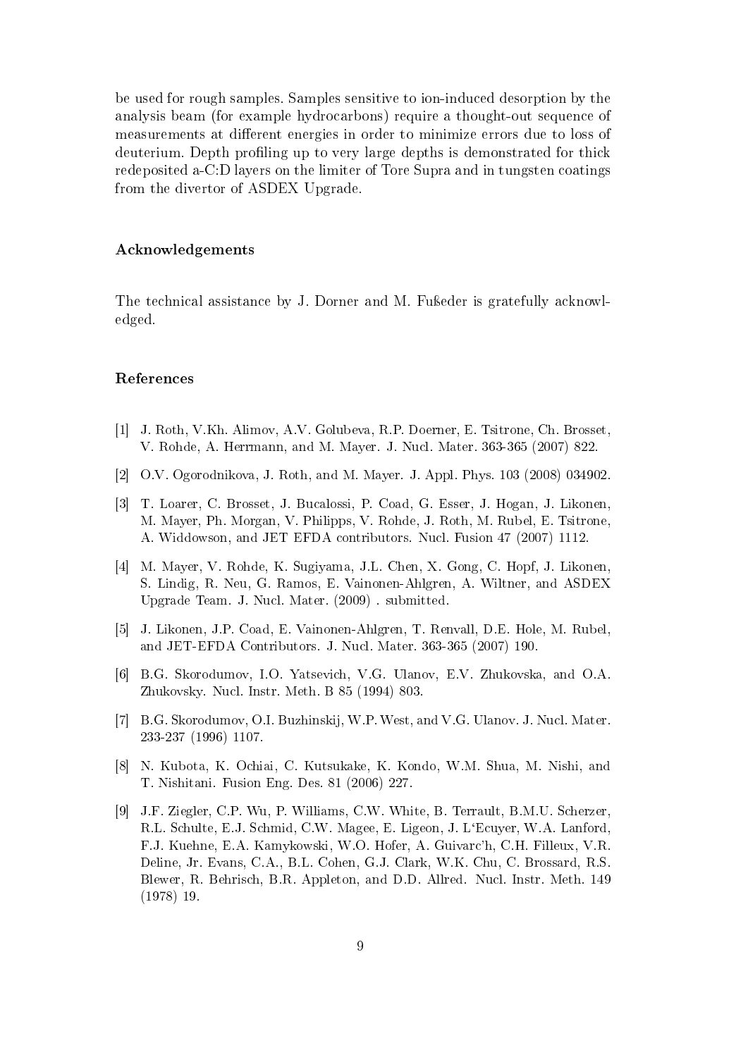be used for rough samples. Samples sensitive to ion-induced desorption by the analysis beam (for example hydrocarbons) require a thought-out sequence of measurements at different energies in order to minimize errors due to loss of deuterium. Depth profiling up to very large depths is demonstrated for thick redeposited a-C:D layers on the limiter of Tore Supra and in tungsten coatings from the divertor of ASDEX Upgrade.

### Acknowledgements

The technical assistance by J. Dorner and M. Fußeder is gratefully acknowledged.

### References

[1] J. Roth, V.Kh. Alimov, A.V. Golubeva, R.P. Doerner, E. Tsitrone, Ch. Brosset, V. Rohde, A. Herrmann, and M. Mayer. J. Nucl. Mater. 363-365 (2007) 822.

[2] O.V. Ogorodnikova, J. Roth, and M. Mayer. J. Appl. Phys. 103 (2008) 034902.

[3] T. Loarer, C. Brosset, J. Bucalossi, P. Coad, G. Esser, J. Hogan, J. Likonen, M. Mayer, Ph. Morgan, V. Philipps, V. Rohde, J. Roth, M. Rubel, E. Tsitrone, A. Widdowson, and JET EFDA contributors. Nucl. Fusion 47 (2007) 1112.

[4] M. Mayer, V. Rohde, K. Sugiyama, J.L. Chen, X. Gong, C. Hopf, J. Likonen, S. Lindig, R. Neu, G. Ramos, E. Vainonen-Ahlgren, A. Wiltner, and ASDEX Upgrade Team. J. Nucl. Mater. (2009) . submitted.

[5] J. Likonen, J.P. Coad, E. Vainonen-Ahlgren, T. Renvall, D.E. Hole, M. Rubel, and JET-EFDA Contributors. J. Nucl. Mater. 363-365 (2007) 190.

[6] B.G. Skorodumov, I.O. Yatsevich, V.G. Ulanov, E.V. Zhukovska, and O.A. Zhukovsky. Nucl. Instr. Meth. B 85 (1994) 803.

[7] B.G. Skorodumov, O.I. Buzhinskij, W.P. West, and V.G. Ulanov. J. Nucl. Mater. 233-237 (1996) 1107.

[8] N. Kubota, K. Ochiai, C. Kutsukake, K. Kondo, W.M. Shua, M. Nishi, and T. Nishitani. Fusion Eng. Des. 81 (2006) 227.

[9] J.F. Ziegler, C.P. Wu, P. Williams, C.W. White, B. Terrault, B.M.U. Scherzer, R.L. Schulte, E.J. Schmid, C.W. Magee, E. Ligeon, J. L'Ecuyer, W.A. Lanford, F.J. Kuehne, E.A. Kamykowski, W.O. Hofer, A. Guivarc'h, C.H. Filleux, V.R. Deline, Jr. Evans, C.A., B.L. Cohen, G.J. Clark, W.K. Chu, C. Brossard, R.S. Blewer, R. Behrisch, B.R. Appleton, and D.D. Allred. Nucl. Instr. Meth. 149 (1978) 19.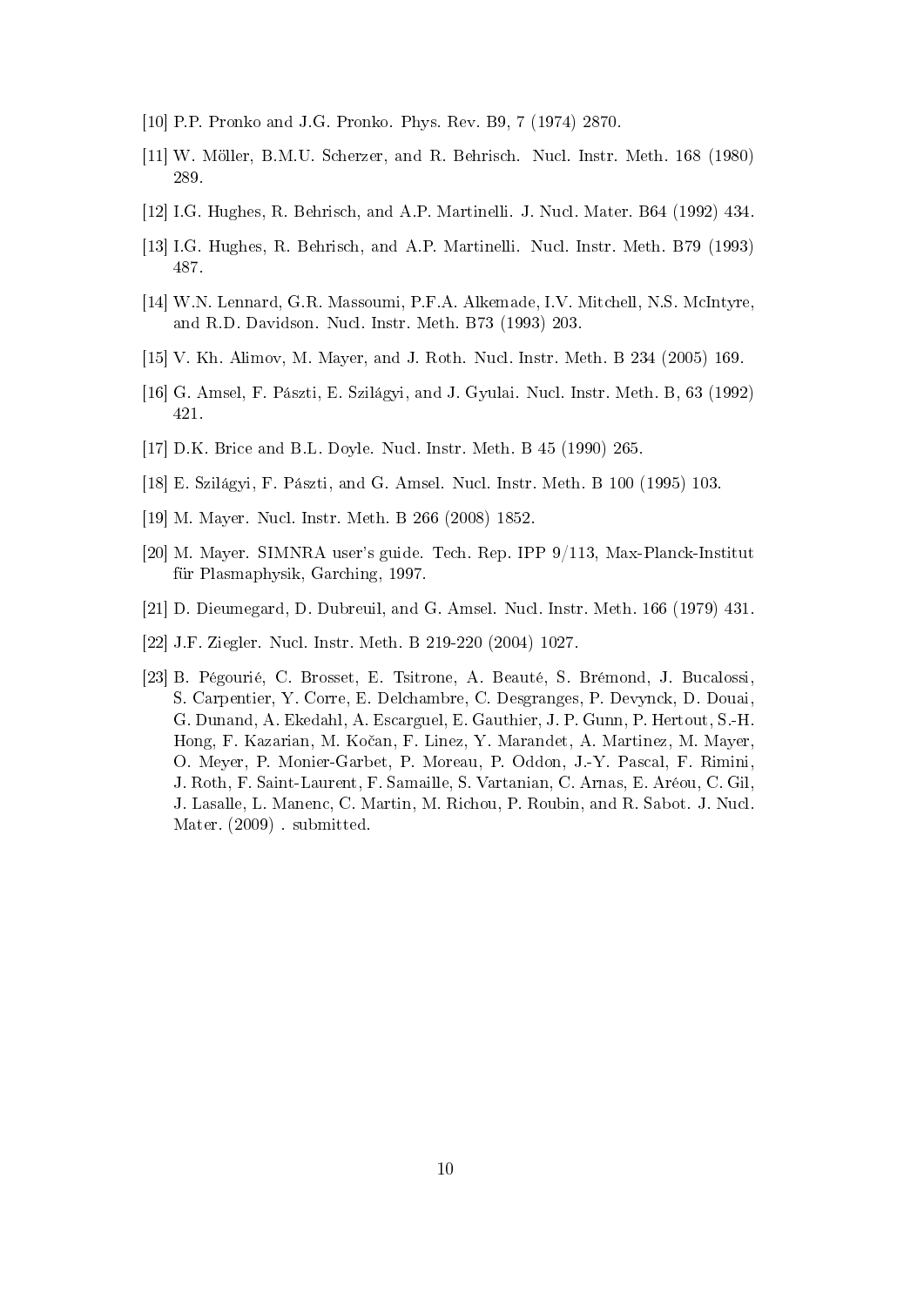[10] P.P. Pronko and J.G. Pronko. Phys. Rev. B9, 7 (1974) 2870.

[11] W. Möller, B.M.U. Scherzer, and R. Behrisch. Nucl. Instr. Meth. 168 (1980) 289.

[12] I.G. Hughes, R. Behrisch, and A.P. Martinelli. J. Nucl. Mater. B64 (1992) 434.

[13] I.G. Hughes, R. Behrisch, and A.P. Martinelli. Nucl. Instr. Meth. B79 (1993) 487.

[14] W.N. Lennard, G.R. Massoumi, P.F.A. Alkemade, I.V. Mitchell, N.S. McIntyre, and R.D. Davidson. Nucl. Instr. Meth. B73 (1993) 203.

[15] V. Kh. Alimov, M. Mayer, and J. Roth. Nucl. Instr. Meth. B 234 (2005) 169.

[16] G. Amsel, F. Pászti, E. Szilágyi, and J. Gyulai. Nucl. Instr. Meth. B, 63 (1992) 421.

[17] D.K. Brice and B.L. Doyle. Nucl. Instr. Meth. B 45 (1990) 265.

[18] E. Szilágyi, F. Pászti, and G. Amsel. Nucl. Instr. Meth. B 100 (1995) 103.

[19] M. Mayer. Nucl. Instr. Meth. B 266 (2008) 1852.

[20] M. Mayer. SIMNRA user's guide. Tech. Rep. IPP 9/113, Max-Planck-Institut für Plasmaphysik, Garching, 1997.

[21] D. Dieumegard, D. Dubreuil, and G. Amsel. Nucl. Instr. Meth. 166 (1979) 431.

[22] J.F. Ziegler. Nucl. Instr. Meth. B 219-220 (2004) 1027.

[23] B. Pégourié, C. Brosset, E. Tsitrone, A. Beauté, S. Brémond, J. Bucalossi, S. Carpentier, Y. Corre, E. Delchambre, C. Desgranges, P. Devynck, D. Douai, G. Dunand, A. Ekedahl, A. Escarguel, E. Gauthier, J. P. Gunn, P. Hertout, S.-H. Hong, F. Kazarian, M. Kočan, F. Linez, Y. Marandet, A. Martinez, M. Mayer, O. Meyer, P. Monier-Garbet, P. Moreau, P. Oddon, J.-Y. Pascal, F. Rimini, J. Roth, F. Saint-Laurent, F. Samaille, S. Vartanian, C. Arnas, E. Aréou, C. Gil, J. Lasalle, L. Manenc, C. Martin, M. Richou, P. Roubin, and R. Sabot. J. Nucl. Mater. (2009) . submitted.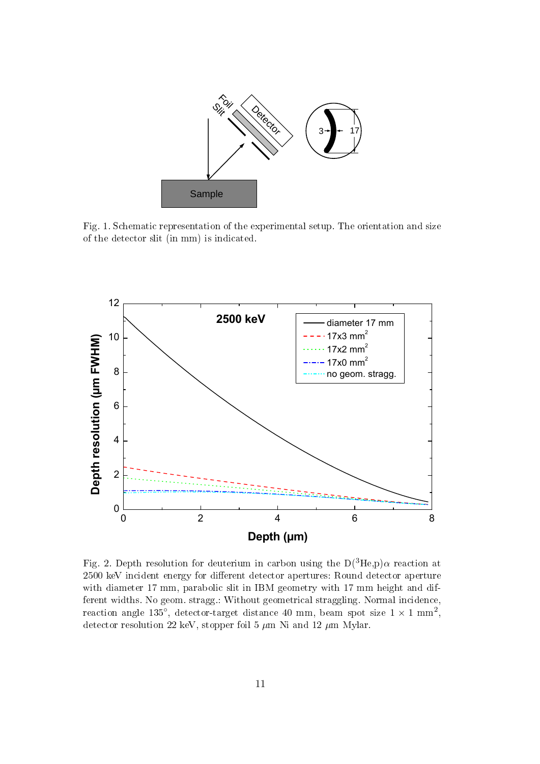Fig. 1. Schematic representation of the experimental setup. The orientation and size of the detector slit (in mm) is indicated.

Fig. 2. Depth resolution for deuterium in carbon using the D($^3$He,p)$\alpha$ reaction at 2500 keV incident energy for different detector apertures: Round detector aperture with diameter 17 mm, parabolic slit in IBM geometry with 17 mm height and different widths. No geom. stragg.: Without geometrical straggling. Normal incidence, reaction angle 135°, detector-target distance 40 mm, beam spot size $1 \times 1$ mm$^2$, detector resolution 22 keV, stopper foil 5 $\mu$m Ni and 12 $\mu$m Mylar.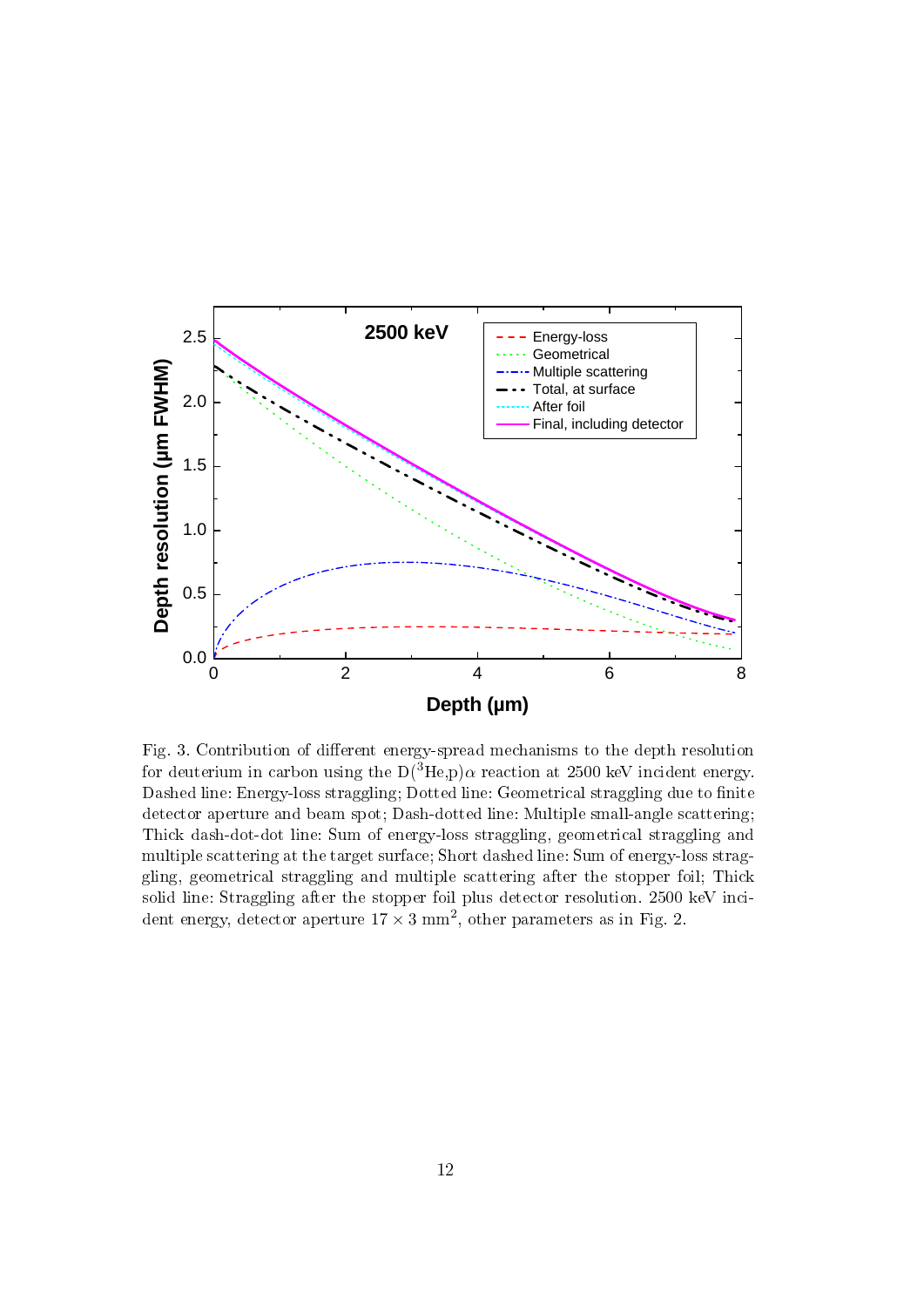Fig. 3. Contribution of different energy-spread mechanisms to the depth resolution for deuterium in carbon using the D($^{3}$He,p)$\alpha$ reaction at 2500 keV incident energy. Dashed line: Energy-loss straggling; Dotted line: Geometrical straggling due to finite detector aperture and beam spot; Dash-dotted line: Multiple small-angle scattering; Thick dash-dot-dot line: Sum of energy-loss straggling, geometrical straggling and multiple scattering at the target surface; Short dashed line: Sum of energy-loss straggling, geometrical straggling and multiple scattering after the stopper foil; Thick solid line: Straggling after the stopper foil plus detector resolution. 2500 keV incident energy, detector aperture $17 \times 3$ mm$^2$, other parameters as in Fig. 2.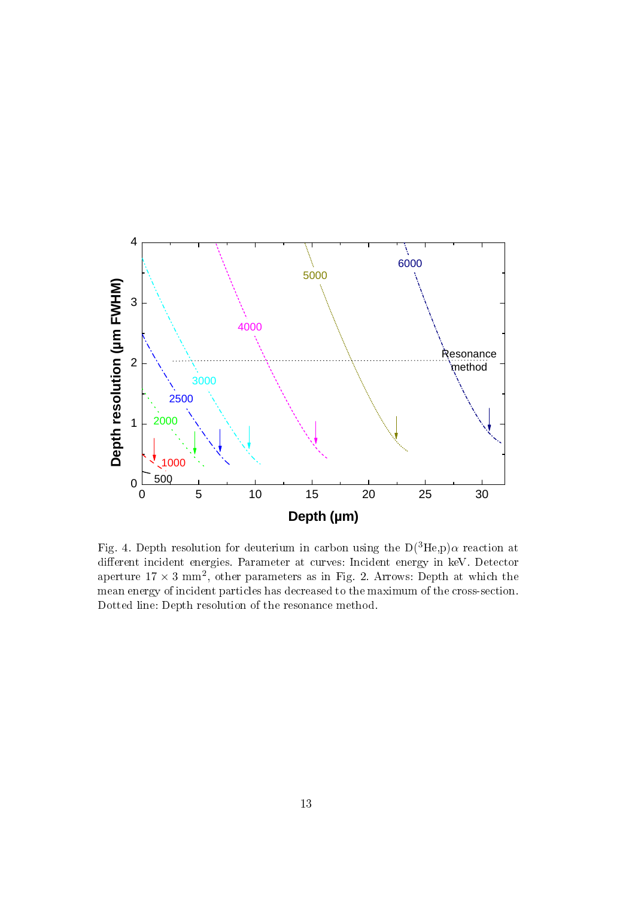Fig. 4. Depth resolution for deuterium in carbon using the D($^3$He,p)$\alpha$ reaction at different incident energies. Parameter at curves: Incident energy in keV. Detector aperture $17 \times 3$ mm$^2$, other parameters as in Fig. 2. Arrows: Depth at which the mean energy of incident particles has decreased to the maximum of the cross-section. Dotted line: Depth resolution of the resonance method.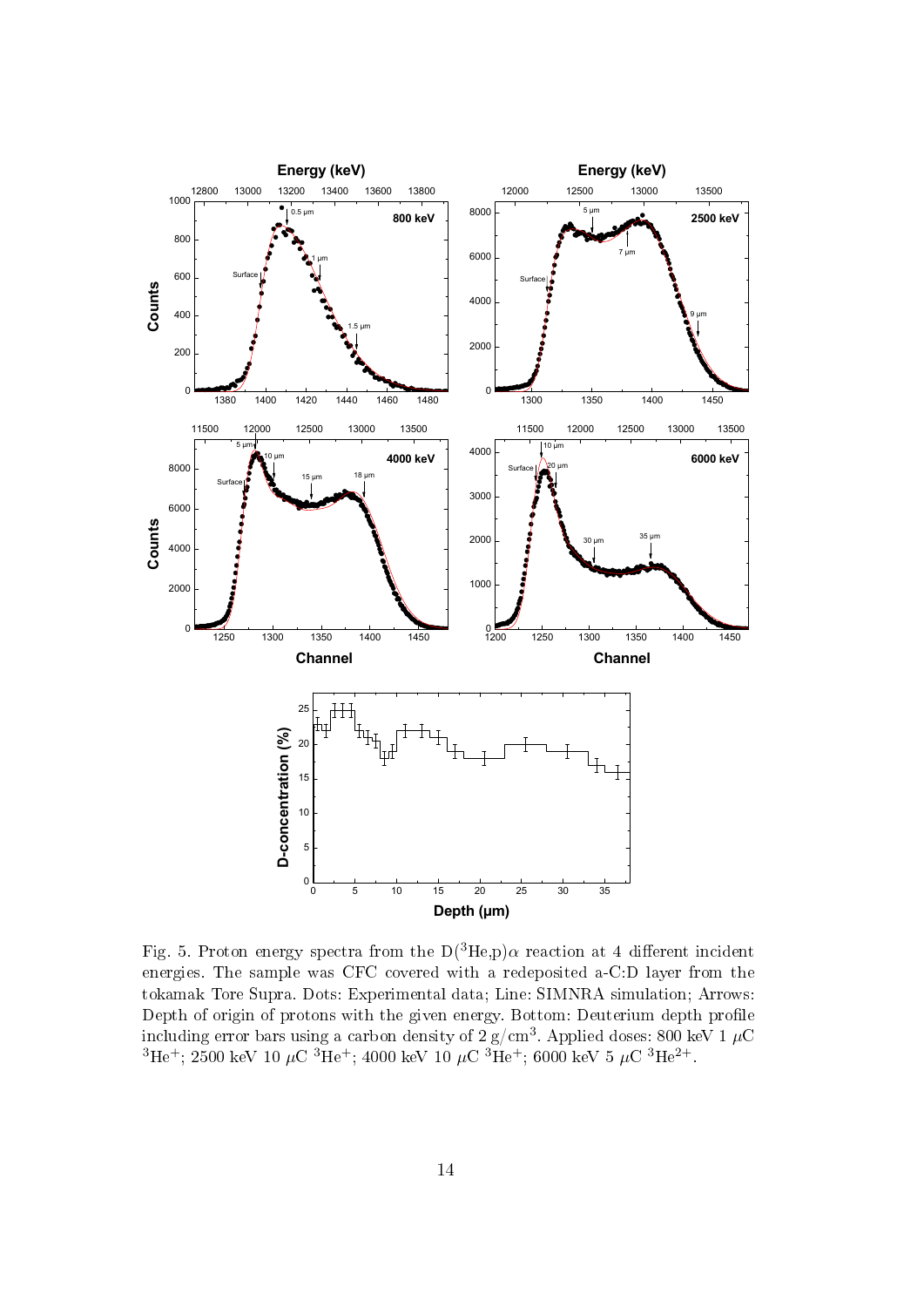Fig. 5. Proton energy spectra from the $D(^3He,p)\alpha$ reaction at 4 different incident energies. The sample was CFC covered with a redeposited a-C:D layer from the tokamak Tore Supra. Dots: Experimental data; Line: SIMNRA simulation; Arrows: Depth of origin of protons with the given energy. Bottom: Deuterium depth profile including error bars using a carbon density of 2 g/cm$^3$. Applied doses: 800 keV 1 $\mu$C $^3He^+$; 2500 keV 10 $\mu$C $^3He^+$; 4000 keV 10 $\mu$C $^3He^+$; 6000 keV 5 $\mu$C $^3He^{2+}$.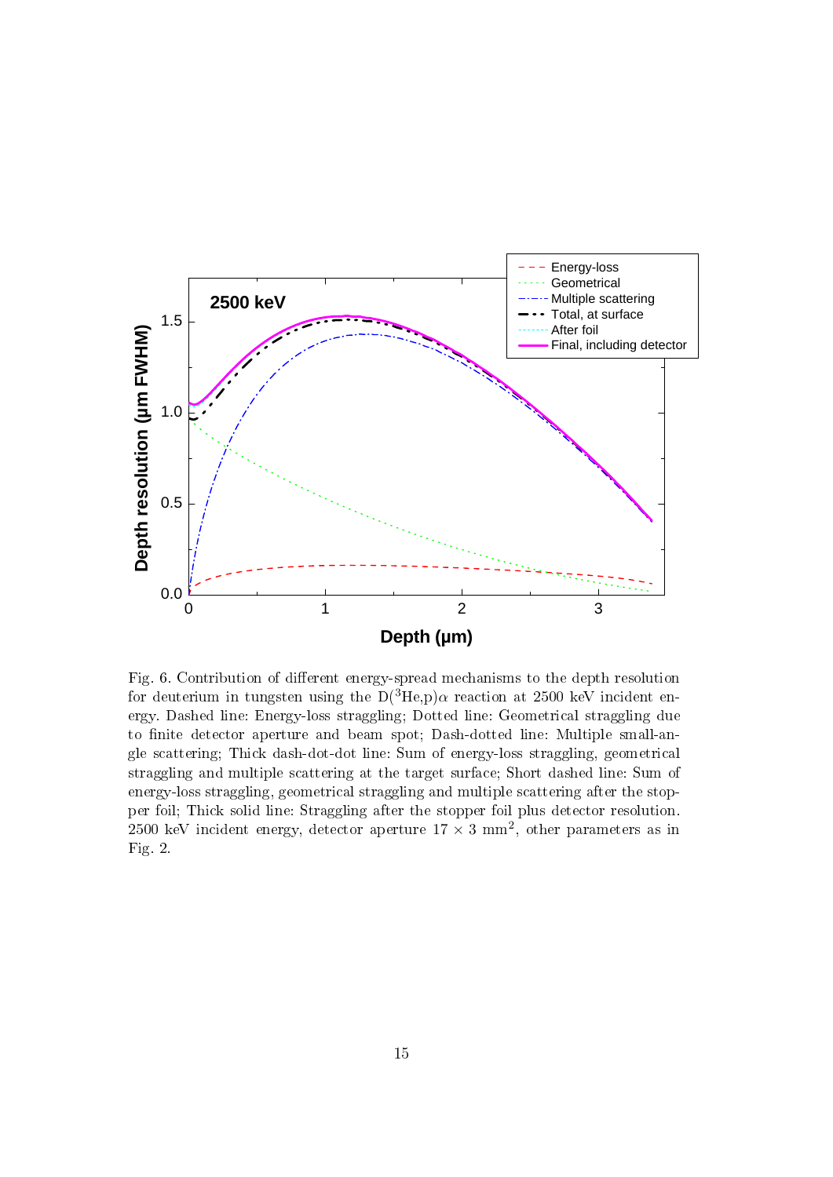Fig. 6. Contribution of different energy-spread mechanisms to the depth resolution for deuterium in tungsten using the D($^3$He,p)$\alpha$ reaction at 2500 keV incident energy. Dashed line: Energy-loss straggling; Dotted line: Geometrical straggling due to finite detector aperture and beam spot; Dash-dotted line: Multiple small-angle scattering; Thick dash-dot-dot line: Sum of energy-loss straggling, geometrical straggling and multiple scattering at the target surface; Short dashed line: Sum of energy-loss straggling, geometrical straggling and multiple scattering after the stopper foil; Thick solid line: Straggling after the stopper foil plus detector resolution. 2500 keV incident energy, detector aperture $17 \times 3$ mm$^2$, other parameters as in Fig. 2.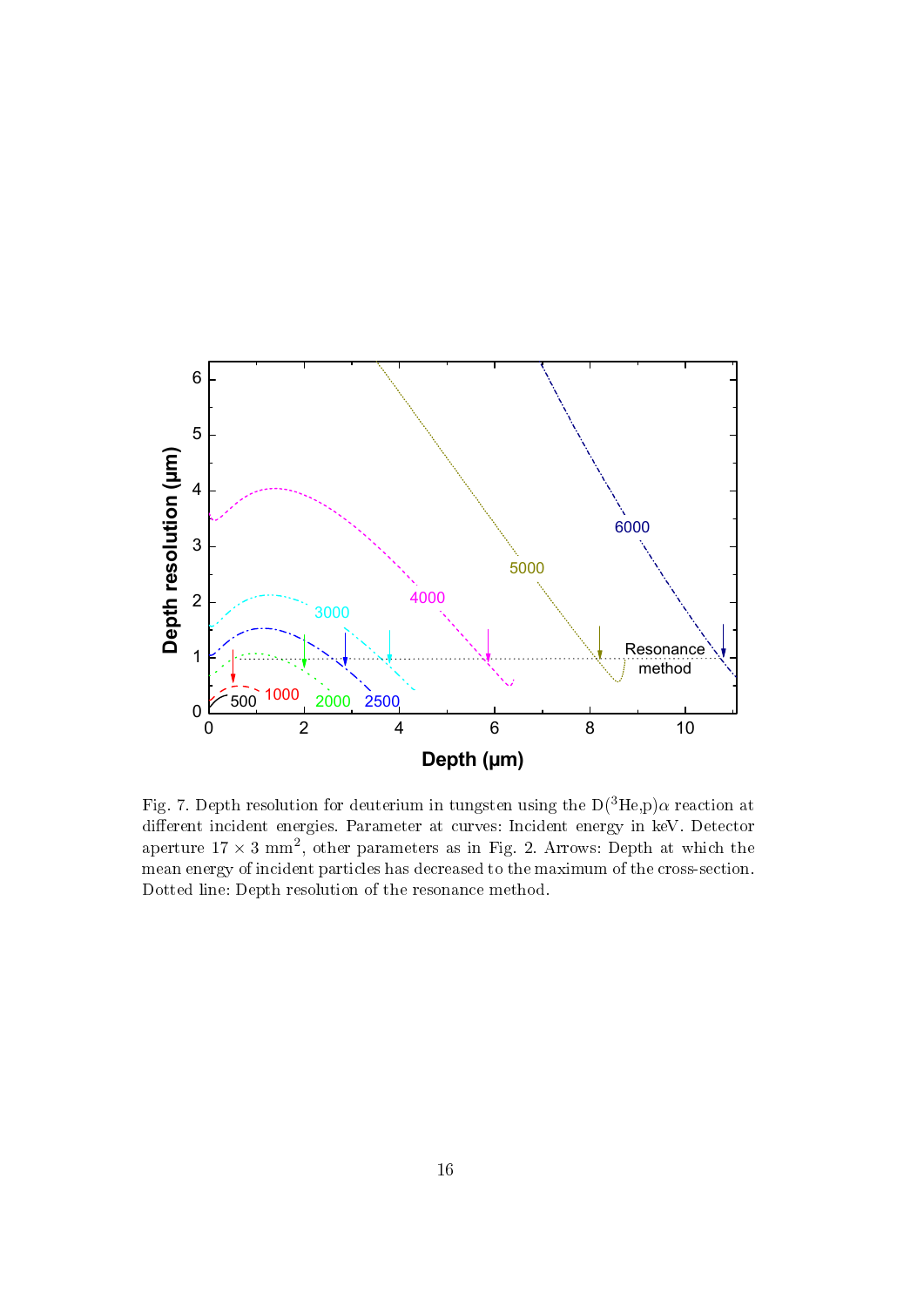Fig. 7. Depth resolution for deuterium in tungsten using the D($^3$He,p)$\alpha$ reaction at different incident energies. Parameter at curves: Incident energy in keV. Detector aperture $17 \times 3$ mm$^2$, other parameters as in Fig. 2. Arrows: Depth at which the mean energy of incident particles has decreased to the maximum of the cross-section. Dotted line: Depth resolution of the resonance method.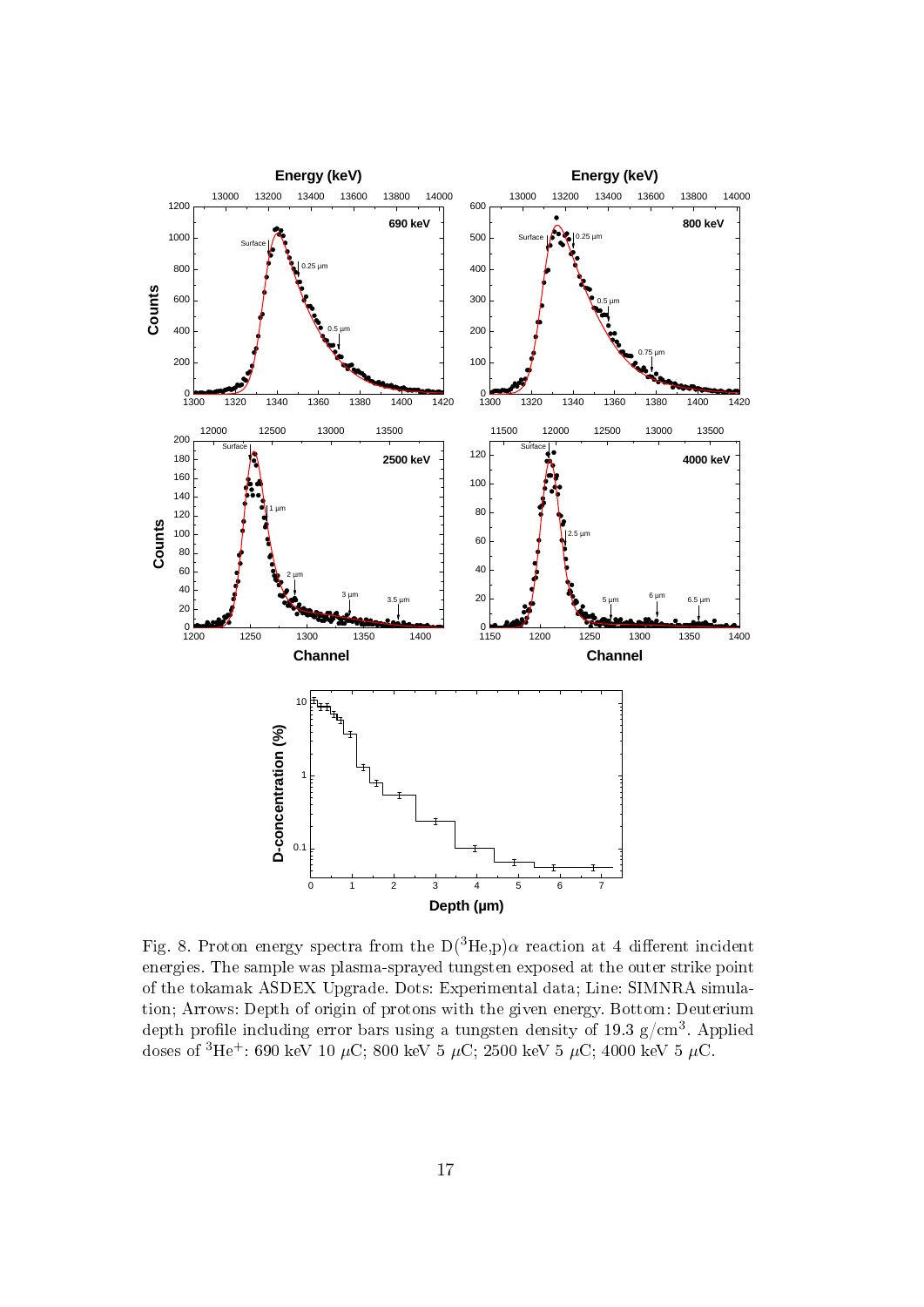Energy (keV)

13000 13200 13400 13600 13800 14000

690 keV

Surface

0.25 µm

0.5 µm

Counts

Channel

1300 1320 1340 1360 1380 1400 1420

Energy (keV)

13000 13200 13400 13600 13800 14000

800 keV

Surface

0.25 µm

0.5 µm

0.75 µm

12000 12500 13000 13500

2500 keV

Surface

1 µm

2 µm

3 µm

3.5 µm

11500 12000 12500 13000 13500

4000 keV

Surface

2.5 µm

5 µm

6 µm

6.5 µm

Channel

D-concentration (%)

Depth (µm)

Fig. 8. Proton energy spectra from the $D(^3He,p)\alpha$ reaction at 4 different incident energies. The sample was plasma-sprayed tungsten exposed at the outer strike point of the tokamak ASDEX Upgrade. Dots: Experimental data; Line: SIMNRA simulation; Arrows: Depth of origin of protons with the given energy. Bottom: Deuterium depth profile including error bars using a tungsten density of 19.3 g/cm$^3$. Applied doses of $^3He^+$: 690 keV 10 $\mu$C; 800 keV 5 $\mu$C; 2500 keV 5 $\mu$C; 4000 keV 5 $\mu$C.